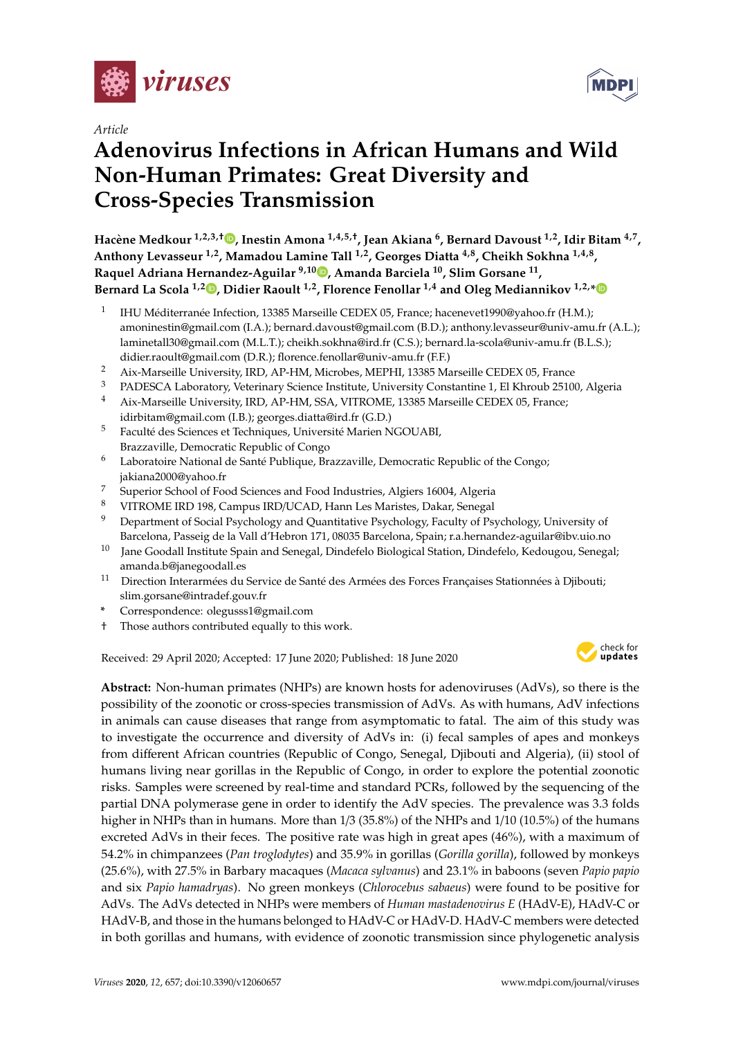*Article*

# Adenovirus Infections in African Humans and Wild Non-Human Primates: Great Diversity and Cross-Species Transmission

**Hacène Medkour [1,2,3,†], Inestin Amona [1,4,5,†], Jean Akiana [6], Bernard Davoust [1,2], Idir Bitam [4,7], Anthony Levasseur [1,2], Mamadou Lamine Tall [1,2], Georges Diatta [4,8], Cheikh Sokhna [1,4,8], Raquel Adriana Hernandez-Aguilar [9,10], Amanda Barciela [10], Slim Gorsane [11], Bernard La Scola [1,2], Didier Raoult [1,2], Florence Fenollar [1,4] and Oleg Mediannikov [1,2,*]**

1. IHU Méditerranée Infection, 13385 Marseille CEDEX 05, France; hacenevet1990@yahoo.fr (H.M.); amoninestin@gmail.com (I.A.); bernard.davoust@gmail.com (B.D.); anthony.levasseur@univ-amu.fr (A.L.); laminetall30@gmail.com (M.L.T.); cheikh.sokhna@ird.fr (C.S.); bernard.la-scola@univ-amu.fr (B.L.S.); didier.raoult@gmail.com (D.R.); florence.fenollar@univ-amu.fr (F.F.)
2. Aix-Marseille University, IRD, AP-HM, Microbes, MEPHI, 13385 Marseille CEDEX 05, France
3. PADESCA Laboratory, Veterinary Science Institute, University Constantine 1, El Khroub 25100, Algeria
4. Aix-Marseille University, IRD, AP-HM, SSA, VITROME, 13385 Marseille CEDEX 05, France; idirbitam@gmail.com (I.B.); georges.diatta@ird.fr (G.D.)
5. Faculté des Sciences et Techniques, Université Marien NGOUABI, Brazzaville, Democratic Republic of Congo
6. Laboratoire National de Santé Publique, Brazzaville, Democratic Republic of the Congo; jakiana2000@yahoo.fr
7. Superior School of Food Sciences and Food Industries, Algiers 16004, Algeria
8. VITROME IRD 198, Campus IRD/UCAD, Hann Les Maristes, Dakar, Senegal
9. Department of Social Psychology and Quantitative Psychology, Faculty of Psychology, University of Barcelona, Passeig de la Vall d'Hebron 171, 08035 Barcelona, Spain; r.a.hernandez-aguilar@ibv.uio.no
10. Jane Goodall Institute Spain and Senegal, Dindefelo Biological Station, Dindefelo, Kedougou, Senegal; amanda.b@janegoodall.es
11. Direction Interarmées du Service de Santé des Armées des Forces Françaises Stationnées à Djibouti; slim.gorsane@intradef.gouv.fr

\* Correspondence: olegusss1@gmail.com

† Those authors contributed equally to this work.

Received: 29 April 2020; Accepted: 17 June 2020; Published: 18 June 2020

**Abstract:** Non-human primates (NHPs) are known hosts for adenoviruses (AdVs), so there is the possibility of the zoonotic or cross-species transmission of AdVs. As with humans, AdV infections in animals can cause diseases that range from asymptomatic to fatal. The aim of this study was to investigate the occurrence and diversity of AdVs in: (i) fecal samples of apes and monkeys from different African countries (Republic of Congo, Senegal, Djibouti and Algeria), (ii) stool of humans living near gorillas in the Republic of Congo, in order to explore the potential zoonotic risks. Samples were screened by real-time and standard PCRs, followed by the sequencing of the partial DNA polymerase gene in order to identify the AdV species. The prevalence was 3.3 folds higher in NHPs than in humans. More than 1/3 (35.8%) of the NHPs and 1/10 (10.5%) of the humans excreted AdVs in their feces. The positive rate was high in great apes (46%), with a maximum of 54.2% in chimpanzees (*Pan troglodytes*) and 35.9% in gorillas (*Gorilla gorilla*), followed by monkeys (25.6%), with 27.5% in Barbary macaques (*Macaca sylvanus*) and 23.1% in baboons (seven *Papio papio* and six *Papio hamadryas*). No green monkeys (*Chlorocebus sabaeus*) were found to be positive for AdVs. The AdVs detected in NHPs were members of *Human mastadenovirus E* (HAdV-E), HAdV-C or HAdV-B, and those in the humans belonged to HAdV-C or HAdV-D. HAdV-C members were detected in both gorillas and humans, with evidence of zoonotic transmission since phylogenetic analysis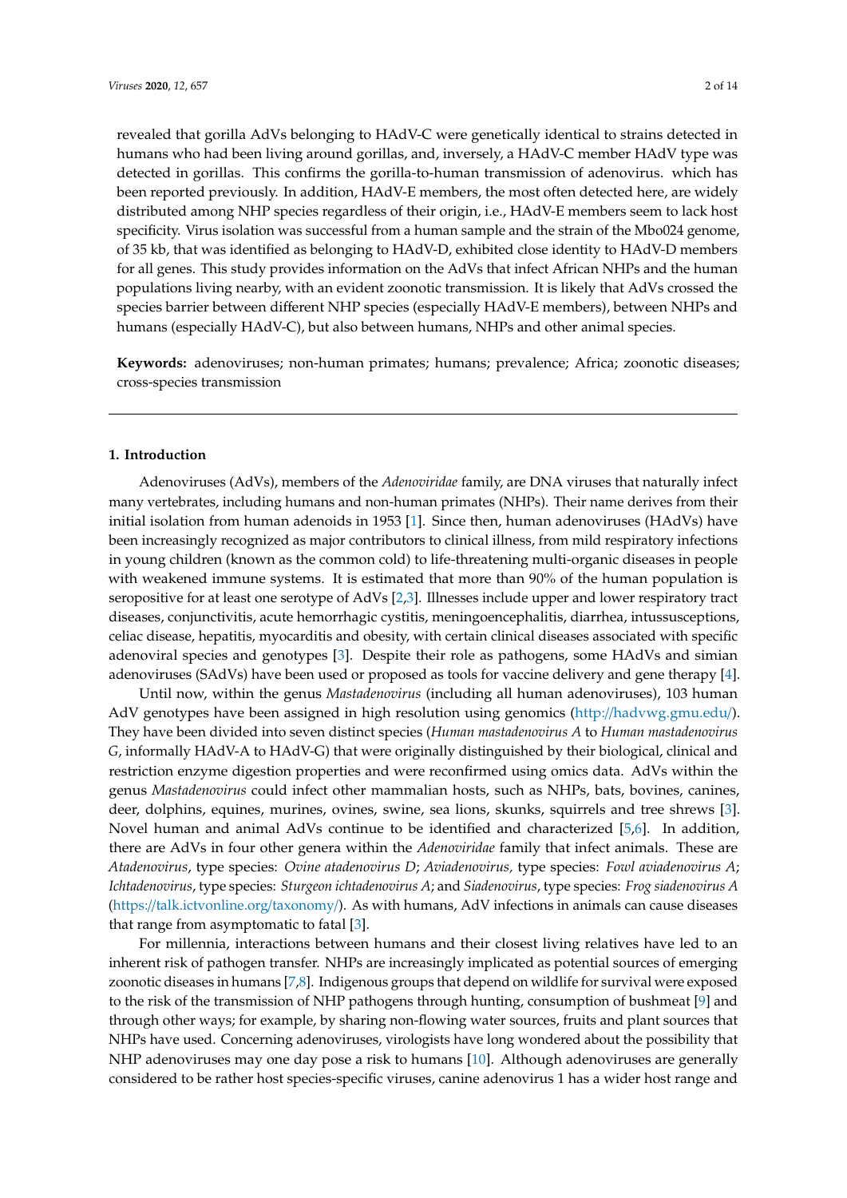revealed that gorilla AdVs belonging to HAdV-C were genetically identical to strains detected in humans who had been living around gorillas, and, inversely, a HAdV-C member HAdV type was detected in gorillas. This confirms the gorilla-to-human transmission of adenovirus. which has been reported previously. In addition, HAdV-E members, the most often detected here, are widely distributed among NHP species regardless of their origin, i.e., HAdV-E members seem to lack host specificity. Virus isolation was successful from a human sample and the strain of the Mbo024 genome, of 35 kb, that was identified as belonging to HAdV-D, exhibited close identity to HAdV-D members for all genes. This study provides information on the AdVs that infect African NHPs and the human populations living nearby, with an evident zoonotic transmission. It is likely that AdVs crossed the species barrier between different NHP species (especially HAdV-E members), between NHPs and humans (especially HAdV-C), but also between humans, NHPs and other animal species.

**Keywords:** adenoviruses; non-human primates; humans; prevalence; Africa; zoonotic diseases; cross-species transmission

## 1. Introduction

Adenoviruses (AdVs), members of the *Adenoviridae* family, are DNA viruses that naturally infect many vertebrates, including humans and non-human primates (NHPs). Their name derives from their initial isolation from human adenoids in 1953 [1]. Since then, human adenoviruses (HAdVs) have been increasingly recognized as major contributors to clinical illness, from mild respiratory infections in young children (known as the common cold) to life-threatening multi-organic diseases in people with weakened immune systems. It is estimated that more than 90% of the human population is seropositive for at least one serotype of AdVs [2,3]. Illnesses include upper and lower respiratory tract diseases, conjunctivitis, acute hemorrhagic cystitis, meningoencephalitis, diarrhea, intussusceptions, celiac disease, hepatitis, myocarditis and obesity, with certain clinical diseases associated with specific adenoviral species and genotypes [3]. Despite their role as pathogens, some HAdVs and simian adenoviruses (SAdVs) have been used or proposed as tools for vaccine delivery and gene therapy [4].

Until now, within the genus *Mastadenovirus* (including all human adenoviruses), 103 human AdV genotypes have been assigned in high resolution using genomics (http://hadvwg.gmu.edu/). They have been divided into seven distinct species (*Human mastadenovirus A* to *Human mastadenovirus G*, informally HAdV-A to HAdV-G) that were originally distinguished by their biological, clinical and restriction enzyme digestion properties and were reconfirmed using omics data. AdVs within the genus *Mastadenovirus* could infect other mammalian hosts, such as NHPs, bats, bovines, canines, deer, dolphins, equines, murines, ovines, swine, sea lions, skunks, squirrels and tree shrews [3]. Novel human and animal AdVs continue to be identified and characterized [5,6]. In addition, there are AdVs in four other genera within the *Adenoviridae* family that infect animals. These are *Atadenovirus*, type species: *Ovine atadenovirus D*; *Aviadenovirus*, type species: *Fowl aviadenovirus A*; *Ichtadenovirus*, type species: *Sturgeon ichtadenovirus A*; and *Siadenovirus*, type species: *Frog siadenovirus A* (https://talk.ictvonline.org/taxonomy/). As with humans, AdV infections in animals can cause diseases that range from asymptomatic to fatal [3].

For millennia, interactions between humans and their closest living relatives have led to an inherent risk of pathogen transfer. NHPs are increasingly implicated as potential sources of emerging zoonotic diseases in humans [7,8]. Indigenous groups that depend on wildlife for survival were exposed to the risk of the transmission of NHP pathogens through hunting, consumption of bushmeat [9] and through other ways; for example, by sharing non-flowing water sources, fruits and plant sources that NHPs have used. Concerning adenoviruses, virologists have long wondered about the possibility that NHP adenoviruses may one day pose a risk to humans [10]. Although adenoviruses are generally considered to be rather host species-specific viruses, canine adenovirus 1 has a wider host range and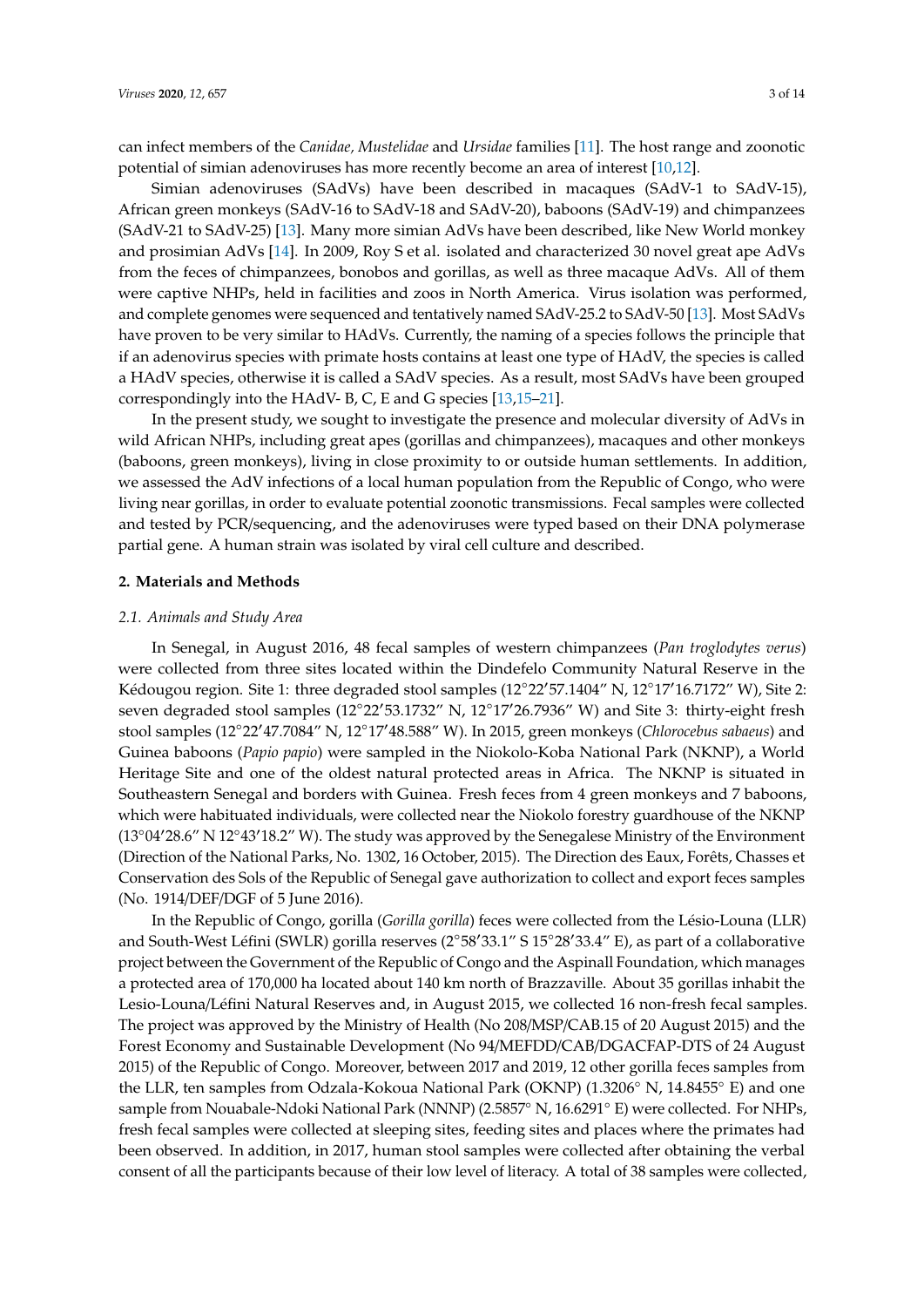can infect members of the *Canidae, Mustelidae* and *Ursidae* families [11]. The host range and zoonotic potential of simian adenoviruses has more recently become an area of interest [10,12].

Simian adenoviruses (SAdVs) have been described in macaques (SAdV-1 to SAdV-15), African green monkeys (SAdV-16 to SAdV-18 and SAdV-20), baboons (SAdV-19) and chimpanzees (SAdV-21 to SAdV-25) [13]. Many more simian AdVs have been described, like New World monkey and prosimian AdVs [14]. In 2009, Roy S et al. isolated and characterized 30 novel great ape AdVs from the feces of chimpanzees, bonobos and gorillas, as well as three macaque AdVs. All of them were captive NHPs, held in facilities and zoos in North America. Virus isolation was performed, and complete genomes were sequenced and tentatively named SAdV-25.2 to SAdV-50 [13]. Most SAdVs have proven to be very similar to HAdVs. Currently, the naming of a species follows the principle that if an adenovirus species with primate hosts contains at least one type of HAdV, the species is called a HAdV species, otherwise it is called a SAdV species. As a result, most SAdVs have been grouped correspondingly into the HAdV- B, C, E and G species [13,15–21].

In the present study, we sought to investigate the presence and molecular diversity of AdVs in wild African NHPs, including great apes (gorillas and chimpanzees), macaques and other monkeys (baboons, green monkeys), living in close proximity to or outside human settlements. In addition, we assessed the AdV infections of a local human population from the Republic of Congo, who were living near gorillas, in order to evaluate potential zoonotic transmissions. Fecal samples were collected and tested by PCR/sequencing, and the adenoviruses were typed based on their DNA polymerase partial gene. A human strain was isolated by viral cell culture and described.

## 2. Materials and Methods

### 2.1. Animals and Study Area

In Senegal, in August 2016, 48 fecal samples of western chimpanzees (*Pan troglodytes verus*) were collected from three sites located within the Dindefelo Community Natural Reserve in the Kédougou region. Site 1: three degraded stool samples (12°22′57.1404″ N, 12°17′16.7172″ W), Site 2: seven degraded stool samples (12°22′53.1732″ N, 12°17′26.7936″ W) and Site 3: thirty-eight fresh stool samples (12°22′47.7084″ N, 12°17′48.588″ W). In 2015, green monkeys (*Chlorocebus sabaeus*) and Guinea baboons (*Papio papio*) were sampled in the Niokolo-Koba National Park (NKNP), a World Heritage Site and one of the oldest natural protected areas in Africa. The NKNP is situated in Southeastern Senegal and borders with Guinea. Fresh feces from 4 green monkeys and 7 baboons, which were habituated individuals, were collected near the Niokolo forestry guardhouse of the NKNP (13°04′28.6″ N 12°43′18.2″ W). The study was approved by the Senegalese Ministry of the Environment (Direction of the National Parks, No. 1302, 16 October, 2015). The Direction des Eaux, Forêts, Chasses et Conservation des Sols of the Republic of Senegal gave authorization to collect and export feces samples (No. 1914/DEF/DGF of 5 June 2016).

In the Republic of Congo, gorilla (*Gorilla gorilla*) feces were collected from the Lésio-Louna (LLR) and South-West Léfini (SWLR) gorilla reserves (2°58′33.1″ S 15°28′33.4″ E), as part of a collaborative project between the Government of the Republic of Congo and the Aspinall Foundation, which manages a protected area of 170,000 ha located about 140 km north of Brazzaville. About 35 gorillas inhabit the Lesio-Louna/Léfini Natural Reserves and, in August 2015, we collected 16 non-fresh fecal samples. The project was approved by the Ministry of Health (No 208/MSP/CAB.15 of 20 August 2015) and the Forest Economy and Sustainable Development (No 94/MEFDD/CAB/DGACFAP-DTS of 24 August 2015) of the Republic of Congo. Moreover, between 2017 and 2019, 12 other gorilla feces samples from the LLR, ten samples from Odzala-Kokoua National Park (OKNP) (1.3206° N, 14.8455° E) and one sample from Nouabale-Ndoki National Park (NNNP) (2.5857° N, 16.6291° E) were collected. For NHPs, fresh fecal samples were collected at sleeping sites, feeding sites and places where the primates had been observed. In addition, in 2017, human stool samples were collected after obtaining the verbal consent of all the participants because of their low level of literacy. A total of 38 samples were collected,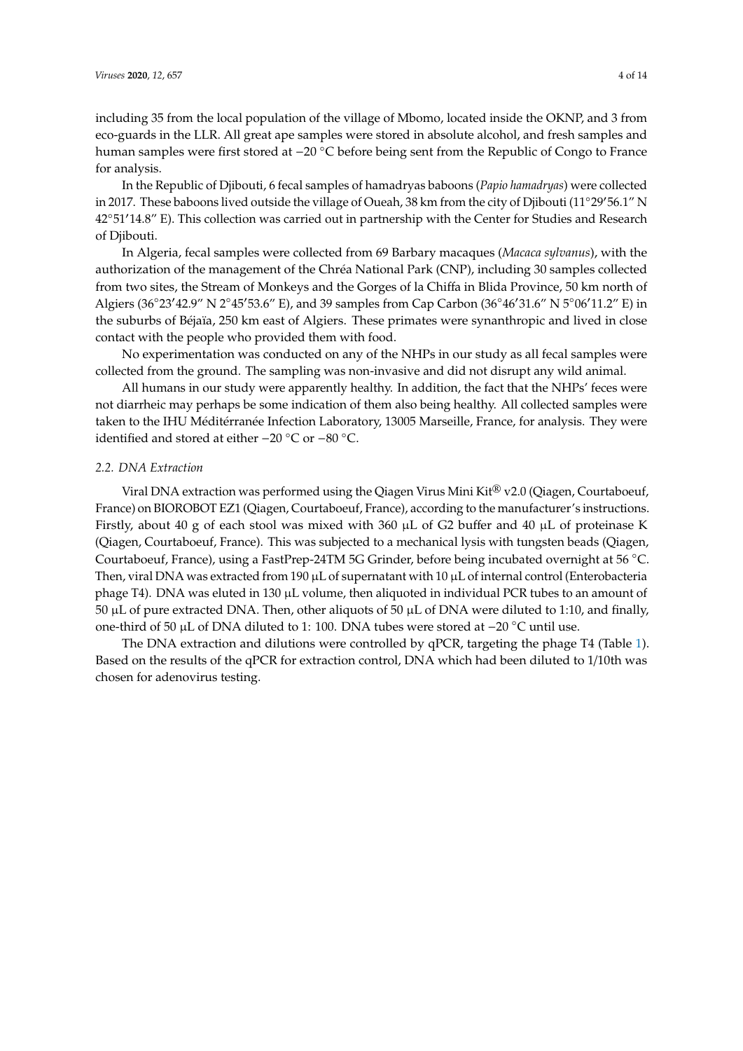including 35 from the local population of the village of Mbomo, located inside the OKNP, and 3 from eco-guards in the LLR. All great ape samples were stored in absolute alcohol, and fresh samples and human samples were first stored at −20 °C before being sent from the Republic of Congo to France for analysis.

In the Republic of Djibouti, 6 fecal samples of hamadryas baboons (*Papio hamadryas*) were collected in 2017. These baboons lived outside the village of Oueah, 38 km from the city of Djibouti (11°29′56.1″ N 42°51′14.8″ E). This collection was carried out in partnership with the Center for Studies and Research of Djibouti.

In Algeria, fecal samples were collected from 69 Barbary macaques (*Macaca sylvanus*), with the authorization of the management of the Chréa National Park (CNP), including 30 samples collected from two sites, the Stream of Monkeys and the Gorges of la Chiffa in Blida Province, 50 km north of Algiers (36°23′42.9″ N 2°45′53.6″ E), and 39 samples from Cap Carbon (36°46′31.6″ N 5°06′11.2″ E) in the suburbs of Béjaïa, 250 km east of Algiers. These primates were synanthropic and lived in close contact with the people who provided them with food.

No experimentation was conducted on any of the NHPs in our study as all fecal samples were collected from the ground. The sampling was non-invasive and did not disrupt any wild animal.

All humans in our study were apparently healthy. In addition, the fact that the NHPs' feces were not diarrheic may perhaps be some indication of them also being healthy. All collected samples were taken to the IHU Méditérranée Infection Laboratory, 13005 Marseille, France, for analysis. They were identified and stored at either −20 °C or −80 °C.

### *2.2. DNA Extraction*

Viral DNA extraction was performed using the Qiagen Virus Mini Kit® v2.0 (Qiagen, Courtaboeuf, France) on BIOROBOT EZ1 (Qiagen, Courtaboeuf, France), according to the manufacturer's instructions. Firstly, about 40 g of each stool was mixed with 360 µL of G2 buffer and 40 µL of proteinase K (Qiagen, Courtaboeuf, France). This was subjected to a mechanical lysis with tungsten beads (Qiagen, Courtaboeuf, France), using a FastPrep-24TM 5G Grinder, before being incubated overnight at 56 °C. Then, viral DNA was extracted from 190 µL of supernatant with 10 µL of internal control (Enterobacteria phage T4). DNA was eluted in 130 µL volume, then aliquoted in individual PCR tubes to an amount of 50 µL of pure extracted DNA. Then, other aliquots of 50 µL of DNA were diluted to 1:10, and finally, one-third of 50 µL of DNA diluted to 1: 100. DNA tubes were stored at −20 °C until use.

The DNA extraction and dilutions were controlled by qPCR, targeting the phage T4 (Table 1). Based on the results of the qPCR for extraction control, DNA which had been diluted to 1/10th was chosen for adenovirus testing.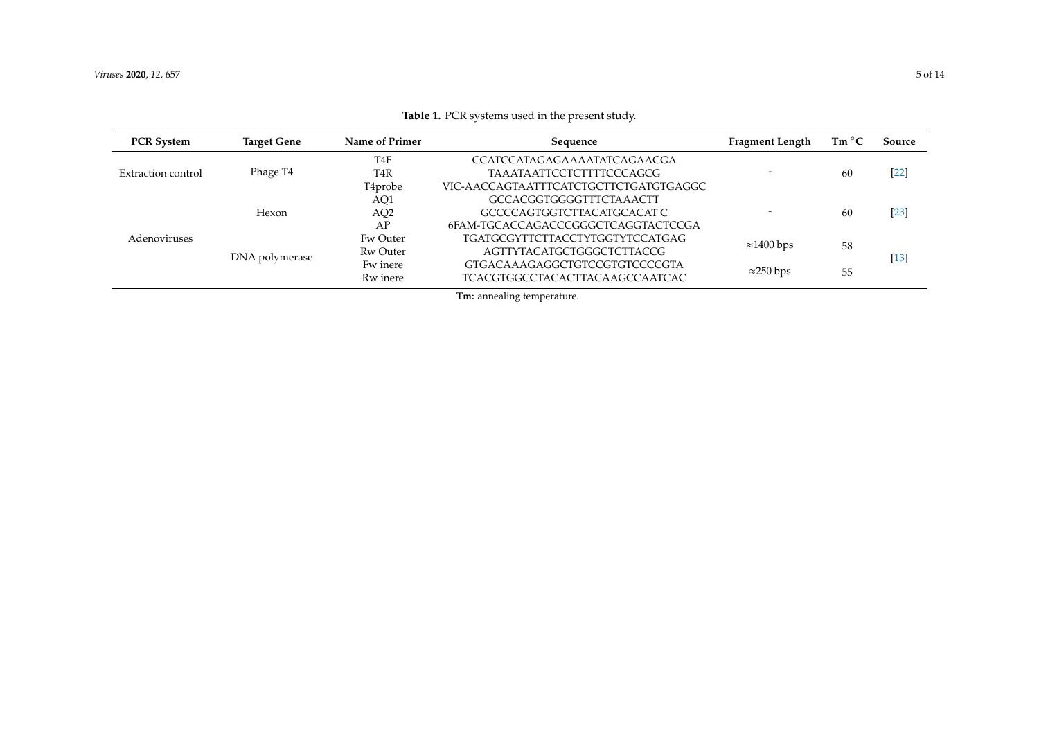**Table 1.** PCR systems used in the present study.

| PCR System | Target Gene | Name of Primer | Sequence | Fragment Length | Tm °C | Source |
|---|---|---|---|---|---|---|
| Extraction control | Phage T4 | T4F | CCATCCATAGAGAAAATATCAGAACGA | - | 60 | [22] |
| | | T4R | TAAATAATTCCTCTTTTCCCAGCG | | | |
| | | T4probe | VIC-AACCAGTAATTTCATCTGCTTCTGATGTGAGGC | | | |
| Adenoviruses | Hexon | AQ1 | GCCACGGTGGGGTTTCTAAACTT | - | 60 | [23] |
| | | AQ2 | GCCCCAGTGGTCTTACATGCACAT C | | | |
| | | AP | 6FAM-TGCACCAGACCCGGGCTCAGGTACTCCGA | | | |
| | DNA polymerase | Fw Outer | TGATGCGYTTCTTACCTYTGGTYTCCATGAG | ≈1400 bps | 58 | [13] |
| | | Rw Outer | AGTTYTACATGCTGGGCTCTTACCG | | | |
| | | Fw inere | GTGACAAAGAGGCTGTCCGTGTCCCCGTA | ≈250 bps | 55 | |
| | | Rw inere | TCACGTGGCCTACACTTACAAGCCAATCAC | | | |

**Tm:** annealing temperature.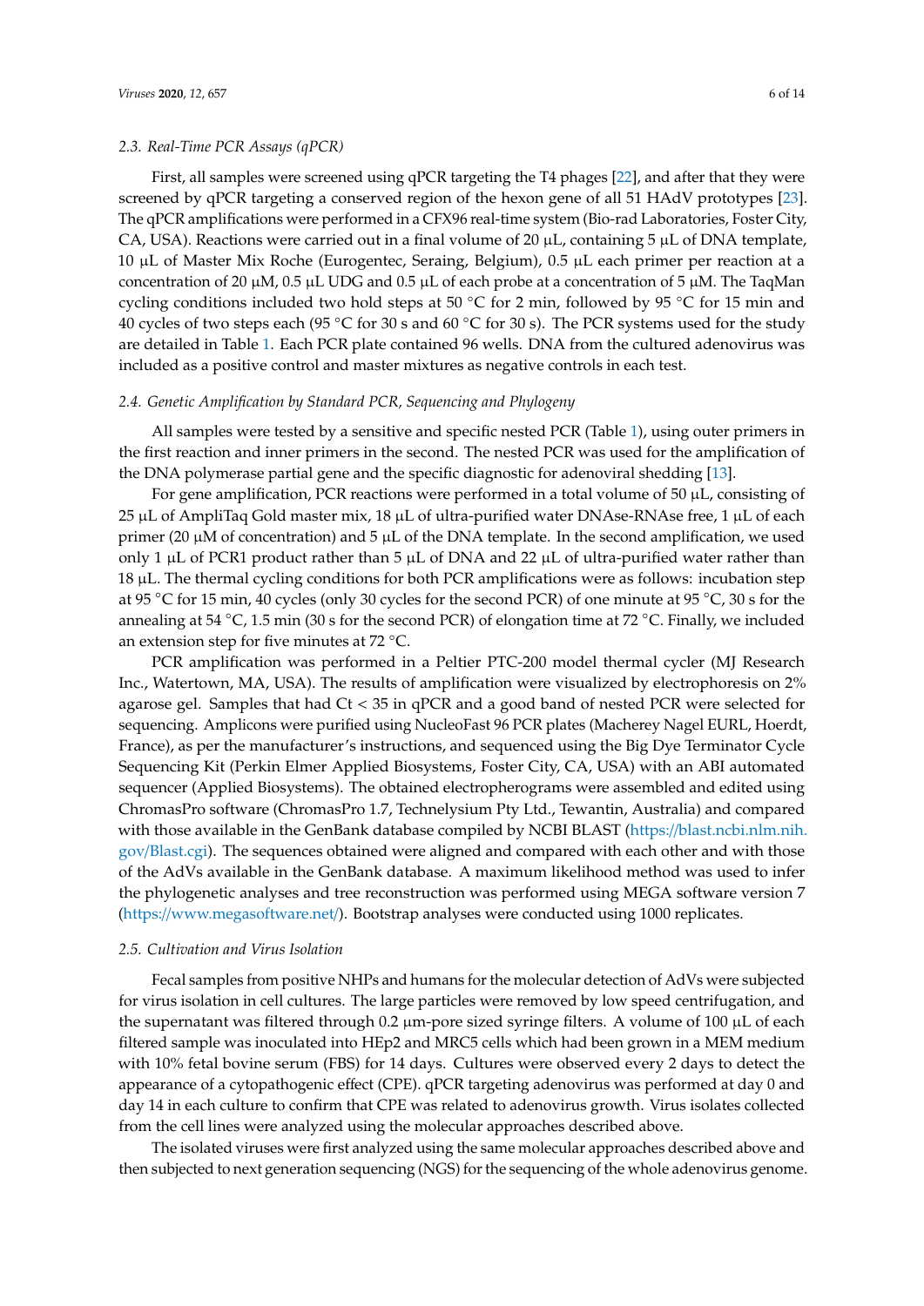### 2.3. Real-Time PCR Assays (qPCR)

First, all samples were screened using qPCR targeting the T4 phages [22], and after that they were screened by qPCR targeting a conserved region of the hexon gene of all 51 HAdV prototypes [23]. The qPCR amplifications were performed in a CFX96 real-time system (Bio-rad Laboratories, Foster City, CA, USA). Reactions were carried out in a final volume of 20 µL, containing 5 µL of DNA template, 10 µL of Master Mix Roche (Eurogentec, Seraing, Belgium), 0.5 µL each primer per reaction at a concentration of 20 µM, 0.5 µL UDG and 0.5 µL of each probe at a concentration of 5 µM. The TaqMan cycling conditions included two hold steps at 50 °C for 2 min, followed by 95 °C for 15 min and 40 cycles of two steps each (95 °C for 30 s and 60 °C for 30 s). The PCR systems used for the study are detailed in Table 1. Each PCR plate contained 96 wells. DNA from the cultured adenovirus was included as a positive control and master mixtures as negative controls in each test.

### 2.4. Genetic Amplification by Standard PCR, Sequencing and Phylogeny

All samples were tested by a sensitive and specific nested PCR (Table 1), using outer primers in the first reaction and inner primers in the second. The nested PCR was used for the amplification of the DNA polymerase partial gene and the specific diagnostic for adenoviral shedding [13].

For gene amplification, PCR reactions were performed in a total volume of 50 µL, consisting of 25 µL of AmpliTaq Gold master mix, 18 µL of ultra-purified water DNAse-RNAse free, 1 µL of each primer (20 µM of concentration) and 5 µL of the DNA template. In the second amplification, we used only 1 µL of PCR1 product rather than 5 µL of DNA and 22 µL of ultra-purified water rather than 18 µL. The thermal cycling conditions for both PCR amplifications were as follows: incubation step at 95 °C for 15 min, 40 cycles (only 30 cycles for the second PCR) of one minute at 95 °C, 30 s for the annealing at 54 °C, 1.5 min (30 s for the second PCR) of elongation time at 72 °C. Finally, we included an extension step for five minutes at 72 °C.

PCR amplification was performed in a Peltier PTC-200 model thermal cycler (MJ Research Inc., Watertown, MA, USA). The results of amplification were visualized by electrophoresis on 2% agarose gel. Samples that had Ct < 35 in qPCR and a good band of nested PCR were selected for sequencing. Amplicons were purified using NucleoFast 96 PCR plates (Macherey Nagel EURL, Hoerdt, France), as per the manufacturer's instructions, and sequenced using the Big Dye Terminator Cycle Sequencing Kit (Perkin Elmer Applied Biosystems, Foster City, CA, USA) with an ABI automated sequencer (Applied Biosystems). The obtained electropherograms were assembled and edited using ChromasPro software (ChromasPro 1.7, Technelysium Pty Ltd., Tewantin, Australia) and compared with those available in the GenBank database compiled by NCBI BLAST (https://blast.ncbi.nlm.nih.gov/Blast.cgi). The sequences obtained were aligned and compared with each other and with those of the AdVs available in the GenBank database. A maximum likelihood method was used to infer the phylogenetic analyses and tree reconstruction was performed using MEGA software version 7 (https://www.megasoftware.net/). Bootstrap analyses were conducted using 1000 replicates.

### 2.5. Cultivation and Virus Isolation

Fecal samples from positive NHPs and humans for the molecular detection of AdVs were subjected for virus isolation in cell cultures. The large particles were removed by low speed centrifugation, and the supernatant was filtered through 0.2 µm-pore sized syringe filters. A volume of 100 µL of each filtered sample was inoculated into HEp2 and MRC5 cells which had been grown in a MEM medium with 10% fetal bovine serum (FBS) for 14 days. Cultures were observed every 2 days to detect the appearance of a cytopathogenic effect (CPE). qPCR targeting adenovirus was performed at day 0 and day 14 in each culture to confirm that CPE was related to adenovirus growth. Virus isolates collected from the cell lines were analyzed using the molecular approaches described above.

The isolated viruses were first analyzed using the same molecular approaches described above and then subjected to next generation sequencing (NGS) for the sequencing of the whole adenovirus genome.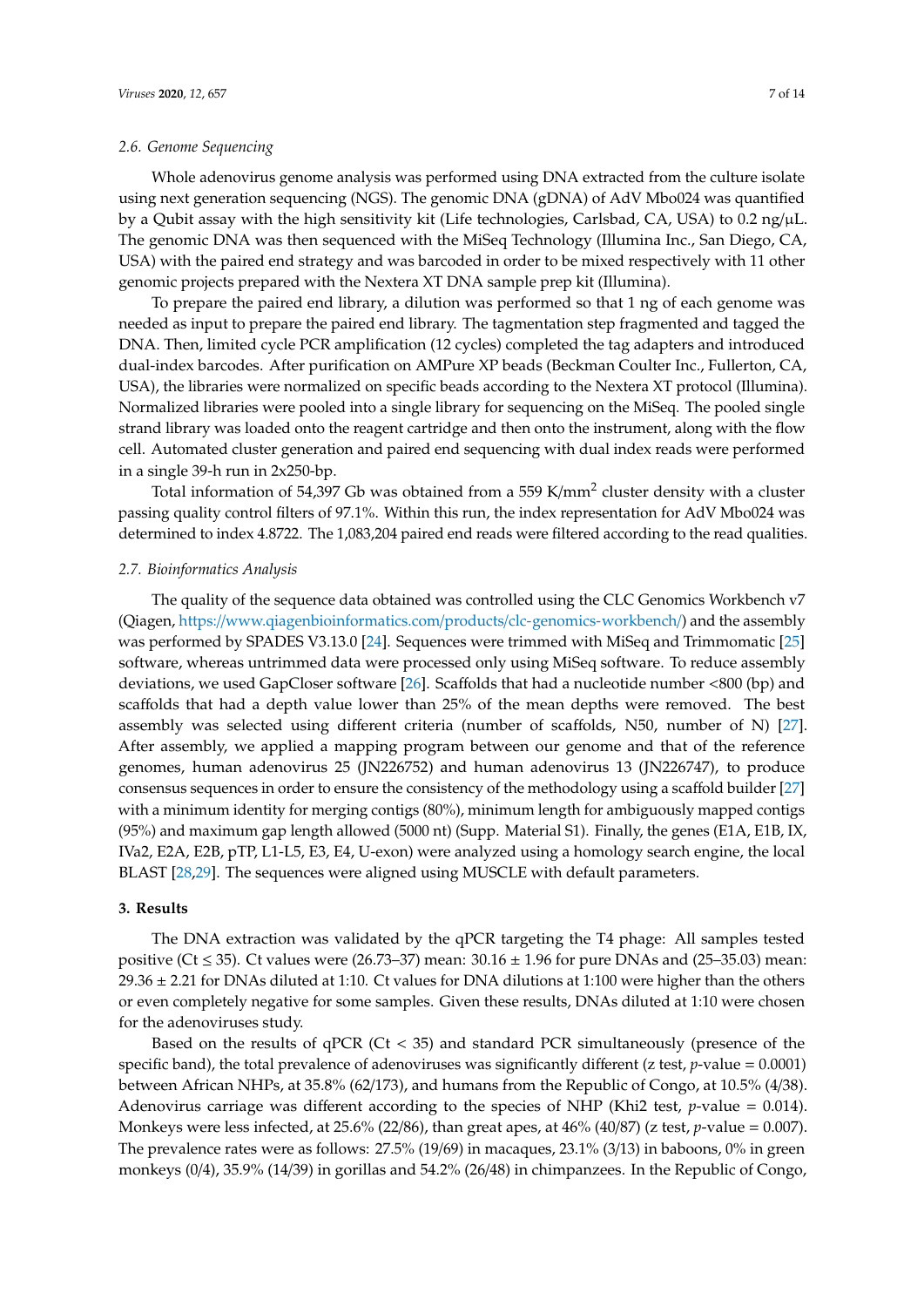### 2.6. Genome Sequencing

Whole adenovirus genome analysis was performed using DNA extracted from the culture isolate using next generation sequencing (NGS). The genomic DNA (gDNA) of AdV Mbo024 was quantified by a Qubit assay with the high sensitivity kit (Life technologies, Carlsbad, CA, USA) to 0.2 ng/μL. The genomic DNA was then sequenced with the MiSeq Technology (Illumina Inc., San Diego, CA, USA) with the paired end strategy and was barcoded in order to be mixed respectively with 11 other genomic projects prepared with the Nextera XT DNA sample prep kit (Illumina).

To prepare the paired end library, a dilution was performed so that 1 ng of each genome was needed as input to prepare the paired end library. The tagmentation step fragmented and tagged the DNA. Then, limited cycle PCR amplification (12 cycles) completed the tag adapters and introduced dual-index barcodes. After purification on AMPure XP beads (Beckman Coulter Inc., Fullerton, CA, USA), the libraries were normalized on specific beads according to the Nextera XT protocol (Illumina). Normalized libraries were pooled into a single library for sequencing on the MiSeq. The pooled single strand library was loaded onto the reagent cartridge and then onto the instrument, along with the flow cell. Automated cluster generation and paired end sequencing with dual index reads were performed in a single 39-h run in 2x250-bp.

Total information of 54,397 Gb was obtained from a 559 K/mm$^2$ cluster density with a cluster passing quality control filters of 97.1%. Within this run, the index representation for AdV Mbo024 was determined to index 4.8722. The 1,083,204 paired end reads were filtered according to the read qualities.

### 2.7. Bioinformatics Analysis

The quality of the sequence data obtained was controlled using the CLC Genomics Workbench v7 (Qiagen, https://www.qiagenbioinformatics.com/products/clc-genomics-workbench/) and the assembly was performed by SPADES V3.13.0 [24]. Sequences were trimmed with MiSeq and Trimmomatic [25] software, whereas untrimmed data were processed only using MiSeq software. To reduce assembly deviations, we used GapCloser software [26]. Scaffolds that had a nucleotide number <800 (bp) and scaffolds that had a depth value lower than 25% of the mean depths were removed. The best assembly was selected using different criteria (number of scaffolds, N50, number of N) [27]. After assembly, we applied a mapping program between our genome and that of the reference genomes, human adenovirus 25 (JN226752) and human adenovirus 13 (JN226747), to produce consensus sequences in order to ensure the consistency of the methodology using a scaffold builder [27] with a minimum identity for merging contigs (80%), minimum length for ambiguously mapped contigs (95%) and maximum gap length allowed (5000 nt) (Supp. Material S1). Finally, the genes (E1A, E1B, IX, IVa2, E2A, E2B, pTP, L1-L5, E3, E4, U-exon) were analyzed using a homology search engine, the local BLAST [28,29]. The sequences were aligned using MUSCLE with default parameters.

## 3. Results

The DNA extraction was validated by the qPCR targeting the T4 phage: All samples tested positive (Ct ≤ 35). Ct values were (26.73–37) mean: 30.16 ± 1.96 for pure DNAs and (25–35.03) mean: 29.36 ± 2.21 for DNAs diluted at 1:10. Ct values for DNA dilutions at 1:100 were higher than the others or even completely negative for some samples. Given these results, DNAs diluted at 1:10 were chosen for the adenoviruses study.

Based on the results of qPCR (Ct < 35) and standard PCR simultaneously (presence of the specific band), the total prevalence of adenoviruses was significantly different (z test, $p$-value = 0.0001) between African NHPs, at 35.8% (62/173), and humans from the Republic of Congo, at 10.5% (4/38). Adenovirus carriage was different according to the species of NHP (Khi2 test, $p$-value = 0.014). Monkeys were less infected, at 25.6% (22/86), than great apes, at 46% (40/87) (z test, $p$-value = 0.007). The prevalence rates were as follows: 27.5% (19/69) in macaques, 23.1% (3/13) in baboons, 0% in green monkeys (0/4), 35.9% (14/39) in gorillas and 54.2% (26/48) in chimpanzees. In the Republic of Congo,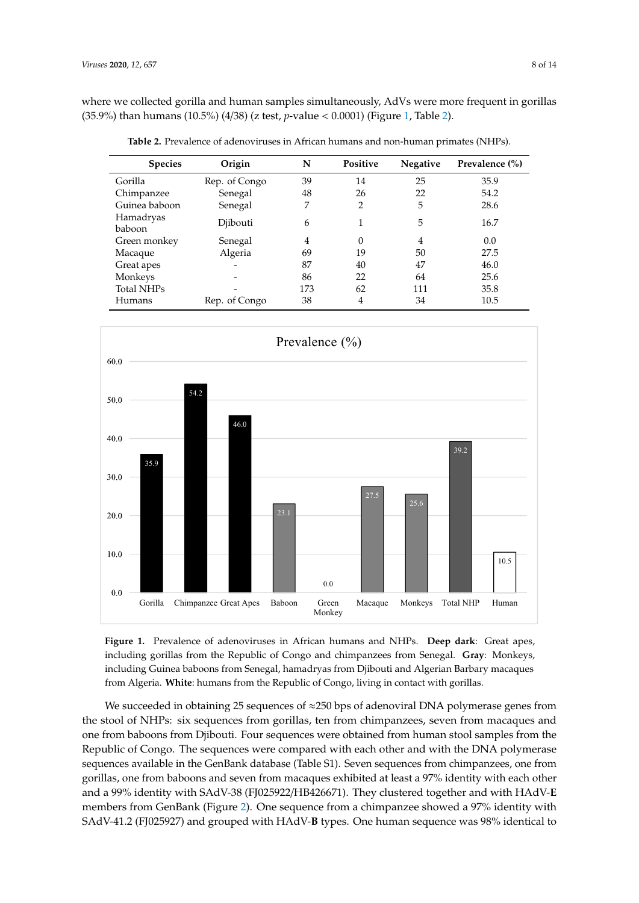where we collected gorilla and human samples simultaneously, AdVs were more frequent in gorillas (35.9%) than humans (10.5%) (4/38) (z test, $p$-value < 0.0001) (Figure 1, Table 2).

**Table 2.** Prevalence of adenoviruses in African humans and non-human primates (NHPs).

| Species | Origin | N | Positive | Negative | Prevalence (%) |
|---|---|---|---|---|---|
| Gorilla | Rep. of Congo | 39 | 14 | 25 | 35.9 |
| Chimpanzee | Senegal | 48 | 26 | 22 | 54.2 |
| Guinea baboon | Senegal | 7 | 2 | 5 | 28.6 |
| Hamadryas baboon | Djibouti | 6 | 1 | 5 | 16.7 |
| Green monkey | Senegal | 4 | 0 | 4 | 0.0 |
| Macaque | Algeria | 69 | 19 | 50 | 27.5 |
| Great apes | - | 87 | 40 | 47 | 46.0 |
| Monkeys | - | 86 | 22 | 64 | 25.6 |
| Total NHPs | - | 173 | 62 | 111 | 35.8 |
| Humans | Rep. of Congo | 38 | 4 | 34 | 10.5 |

**Figure 1.** Prevalence of adenoviruses in African humans and NHPs. **Deep dark**: Great apes, including gorillas from the Republic of Congo and chimpanzees from Senegal. **Gray**: Monkeys, including Guinea baboons from Senegal, hamadryas from Djibouti and Algerian Barbary macaques from Algeria. **White**: humans from the Republic of Congo, living in contact with gorillas.

We succeeded in obtaining 25 sequences of ≈250 bps of adenoviral DNA polymerase genes from the stool of NHPs: six sequences from gorillas, ten from chimpanzees, seven from macaques and one from baboons from Djibouti. Four sequences were obtained from human stool samples from the Republic of Congo. The sequences were compared with each other and with the DNA polymerase sequences available in the GenBank database (Table S1). Seven sequences from chimpanzees, one from gorillas, one from baboons and seven from macaques exhibited at least a 97% identity with each other and a 99% identity with SAdV-38 (FJ025922/HB426671). They clustered together and with HAdV-**E** members from GenBank (Figure 2). One sequence from a chimpanzee showed a 97% identity with SAdV-41.2 (FJ025927) and grouped with HAdV-**B** types. One human sequence was 98% identical to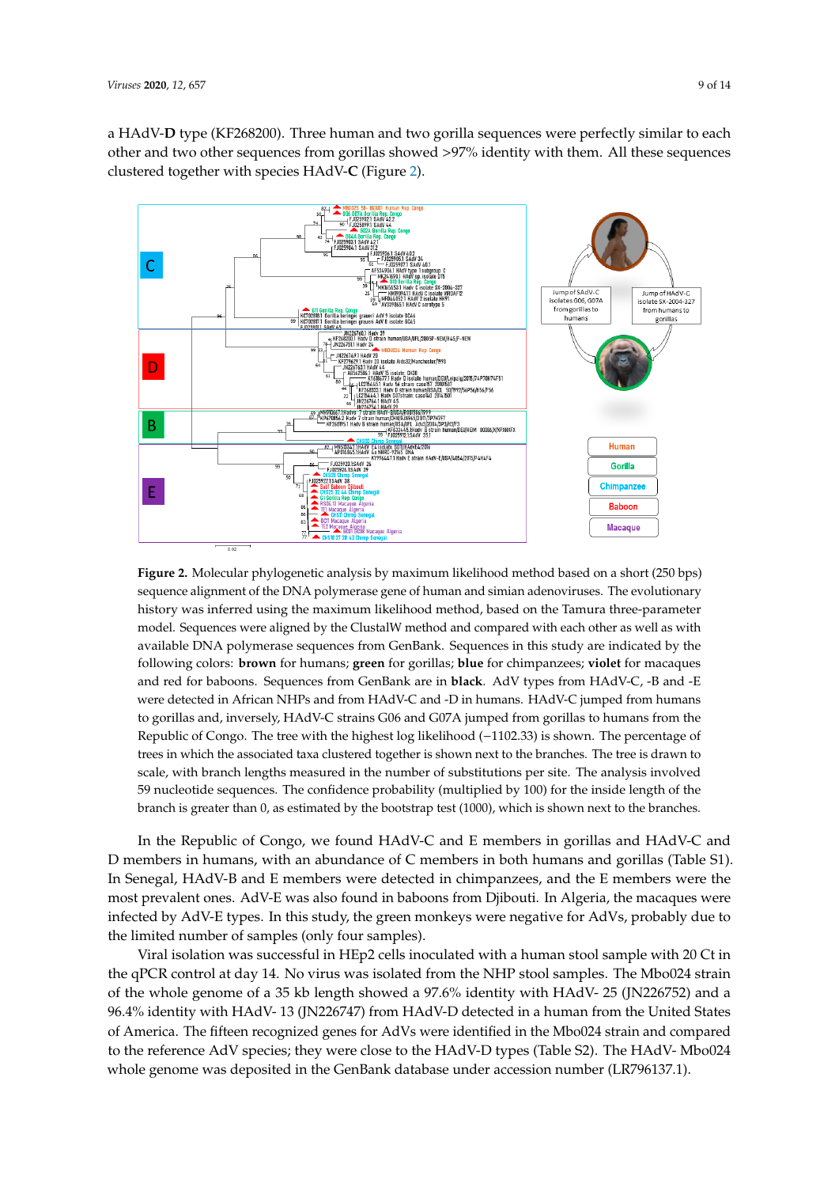a HAdV-**D** type (KF268200). Three human and two gorilla sequences were perfectly similar to each other and two other sequences from gorillas showed >97% identity with them. All these sequences clustered together with species HAdV-**C** (Figure 2).

**Figure 2.** Molecular phylogenetic analysis by maximum likelihood method based on a short (250 bps) sequence alignment of the DNA polymerase gene of human and simian adenoviruses. The evolutionary history was inferred using the maximum likelihood method, based on the Tamura three-parameter model. Sequences were aligned by the ClustalW method and compared with each other as well as with available DNA polymerase sequences from GenBank. Sequences in this study are indicated by the following colors: **brown** for humans; **green** for gorillas; **blue** for chimpanzees; **violet** for macaques and red for baboons. Sequences from GenBank are in **black**. AdV types from HAdV-C, -B and -E were detected in African NHPs and from HAdV-C and -D in humans. HAdV-C jumped from humans to gorillas and, inversely, HAdV-C strains G06 and G07A jumped from gorillas to humans from the Republic of Congo. The tree with the highest log likelihood (−1102.33) is shown. The percentage of trees in which the associated taxa clustered together is shown next to the branches. The tree is drawn to scale, with branch lengths measured in the number of substitutions per site. The analysis involved 59 nucleotide sequences. The confidence probability (multiplied by 100) for the inside length of the branch is greater than 0, as estimated by the bootstrap test (1000), which is shown next to the branches.

In the Republic of Congo, we found HAdV-C and E members in gorillas and HAdV-C and D members in humans, with an abundance of C members in both humans and gorillas (Table S1). In Senegal, HAdV-B and E members were detected in chimpanzees, and the E members were the most prevalent ones. AdV-E was also found in baboons from Djibouti. In Algeria, the macaques were infected by AdV-E types. In this study, the green monkeys were negative for AdVs, probably due to the limited number of samples (only four samples).

Viral isolation was successful in HEp2 cells inoculated with a human stool sample with 20 Ct in the qPCR control at day 14. No virus was isolated from the NHP stool samples. The Mbo024 strain of the whole genome of a 35 kb length showed a 97.6% identity with HAdV- 25 (JN226752) and a 96.4% identity with HAdV- 13 (JN226747) from HAdV-D detected in a human from the United States of America. The fifteen recognized genes for AdVs were identified in the Mbo024 strain and compared to the reference AdV species; they were close to the HAdV-D types (Table S2). The HAdV- Mbo024 whole genome was deposited in the GenBank database under accession number (LR796137.1).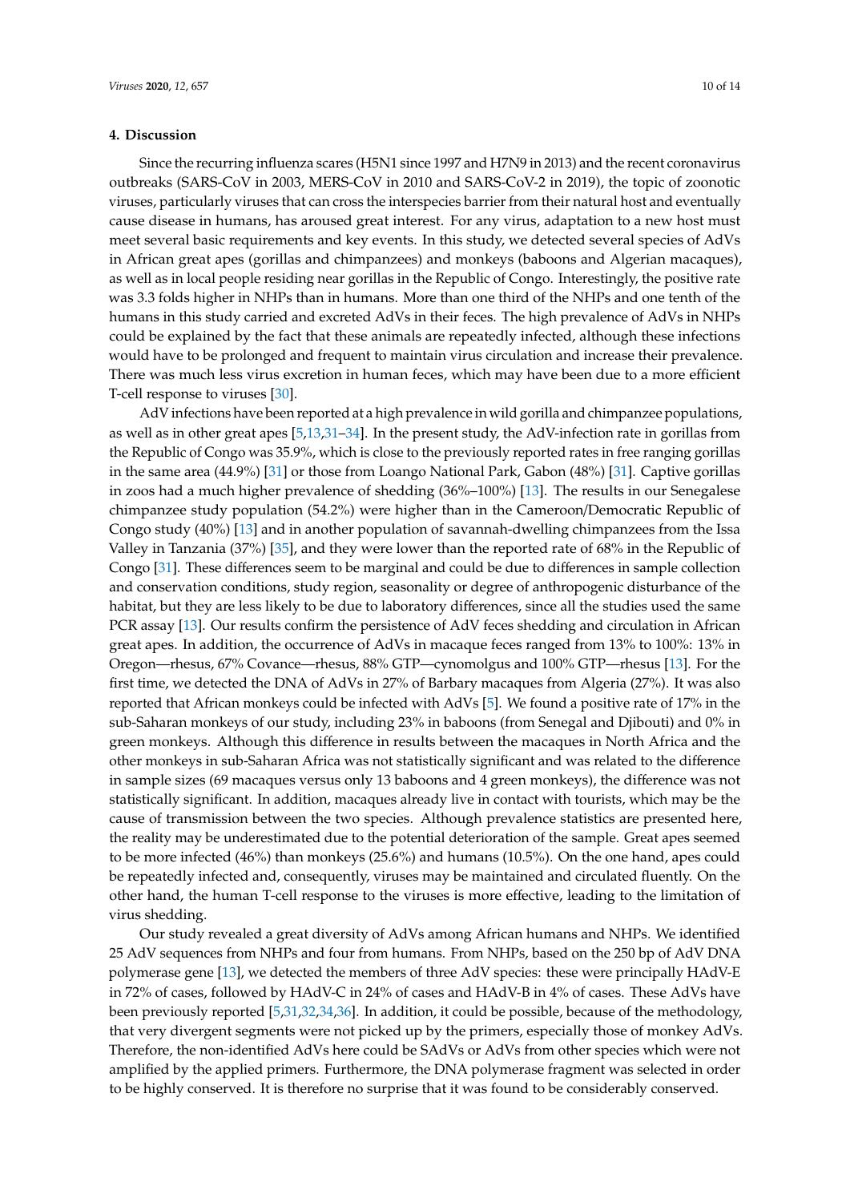## 4. Discussion

Since the recurring influenza scares (H5N1 since 1997 and H7N9 in 2013) and the recent coronavirus outbreaks (SARS-CoV in 2003, MERS-CoV in 2010 and SARS-CoV-2 in 2019), the topic of zoonotic viruses, particularly viruses that can cross the interspecies barrier from their natural host and eventually cause disease in humans, has aroused great interest. For any virus, adaptation to a new host must meet several basic requirements and key events. In this study, we detected several species of AdVs in African great apes (gorillas and chimpanzees) and monkeys (baboons and Algerian macaques), as well as in local people residing near gorillas in the Republic of Congo. Interestingly, the positive rate was 3.3 folds higher in NHPs than in humans. More than one third of the NHPs and one tenth of the humans in this study carried and excreted AdVs in their feces. The high prevalence of AdVs in NHPs could be explained by the fact that these animals are repeatedly infected, although these infections would have to be prolonged and frequent to maintain virus circulation and increase their prevalence. There was much less virus excretion in human feces, which may have been due to a more efficient T-cell response to viruses [30].

AdV infections have been reported at a high prevalence in wild gorilla and chimpanzee populations, as well as in other great apes [5,13,31–34]. In the present study, the AdV-infection rate in gorillas from the Republic of Congo was 35.9%, which is close to the previously reported rates in free ranging gorillas in the same area (44.9%) [31] or those from Loango National Park, Gabon (48%) [31]. Captive gorillas in zoos had a much higher prevalence of shedding (36%–100%) [13]. The results in our Senegalese chimpanzee study population (54.2%) were higher than in the Cameroon/Democratic Republic of Congo study (40%) [13] and in another population of savannah-dwelling chimpanzees from the Issa Valley in Tanzania (37%) [35], and they were lower than the reported rate of 68% in the Republic of Congo [31]. These differences seem to be marginal and could be due to differences in sample collection and conservation conditions, study region, seasonality or degree of anthropogenic disturbance of the habitat, but they are less likely to be due to laboratory differences, since all the studies used the same PCR assay [13]. Our results confirm the persistence of AdV feces shedding and circulation in African great apes. In addition, the occurrence of AdVs in macaque feces ranged from 13% to 100%: 13% in Oregon—rhesus, 67% Covance—rhesus, 88% GTP—cynomolgus and 100% GTP—rhesus [13]. For the first time, we detected the DNA of AdVs in 27% of Barbary macaques from Algeria (27%). It was also reported that African monkeys could be infected with AdVs [5]. We found a positive rate of 17% in the sub-Saharan monkeys of our study, including 23% in baboons (from Senegal and Djibouti) and 0% in green monkeys. Although this difference in results between the macaques in North Africa and the other monkeys in sub-Saharan Africa was not statistically significant and was related to the difference in sample sizes (69 macaques versus only 13 baboons and 4 green monkeys), the difference was not statistically significant. In addition, macaques already live in contact with tourists, which may be the cause of transmission between the two species. Although prevalence statistics are presented here, the reality may be underestimated due to the potential deterioration of the sample. Great apes seemed to be more infected (46%) than monkeys (25.6%) and humans (10.5%). On the one hand, apes could be repeatedly infected and, consequently, viruses may be maintained and circulated fluently. On the other hand, the human T-cell response to the viruses is more effective, leading to the limitation of virus shedding.

Our study revealed a great diversity of AdVs among African humans and NHPs. We identified 25 AdV sequences from NHPs and four from humans. From NHPs, based on the 250 bp of AdV DNA polymerase gene [13], we detected the members of three AdV species: these were principally HAdV-E in 72% of cases, followed by HAdV-C in 24% of cases and HAdV-B in 4% of cases. These AdVs have been previously reported [5,31,32,34,36]. In addition, it could be possible, because of the methodology, that very divergent segments were not picked up by the primers, especially those of monkey AdVs. Therefore, the non-identified AdVs here could be SAdVs or AdVs from other species which were not amplified by the applied primers. Furthermore, the DNA polymerase fragment was selected in order to be highly conserved. It is therefore no surprise that it was found to be considerably conserved.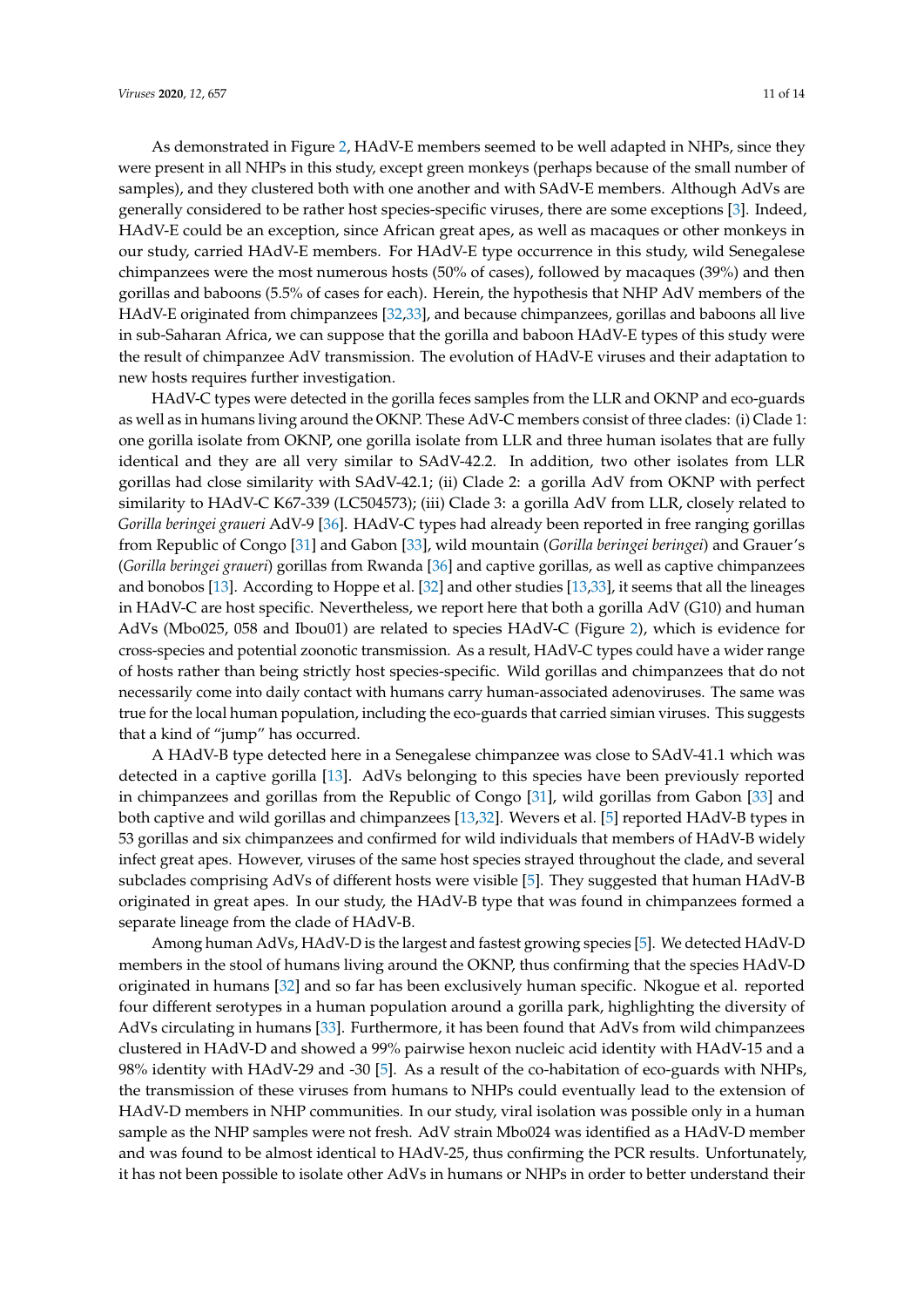As demonstrated in Figure 2, HAdV-E members seemed to be well adapted in NHPs, since they were present in all NHPs in this study, except green monkeys (perhaps because of the small number of samples), and they clustered both with one another and with SAdV-E members. Although AdVs are generally considered to be rather host species-specific viruses, there are some exceptions [3]. Indeed, HAdV-E could be an exception, since African great apes, as well as macaques or other monkeys in our study, carried HAdV-E members. For HAdV-E type occurrence in this study, wild Senegalese chimpanzees were the most numerous hosts (50% of cases), followed by macaques (39%) and then gorillas and baboons (5.5% of cases for each). Herein, the hypothesis that NHP AdV members of the HAdV-E originated from chimpanzees [32,33], and because chimpanzees, gorillas and baboons all live in sub-Saharan Africa, we can suppose that the gorilla and baboon HAdV-E types of this study were the result of chimpanzee AdV transmission. The evolution of HAdV-E viruses and their adaptation to new hosts requires further investigation.

HAdV-C types were detected in the gorilla feces samples from the LLR and OKNP and eco-guards as well as in humans living around the OKNP. These AdV-C members consist of three clades: (i) Clade 1: one gorilla isolate from OKNP, one gorilla isolate from LLR and three human isolates that are fully identical and they are all very similar to SAdV-42.2. In addition, two other isolates from LLR gorillas had close similarity with SAdV-42.1; (ii) Clade 2: a gorilla AdV from OKNP with perfect similarity to HAdV-C K67-339 (LC504573); (iii) Clade 3: a gorilla AdV from LLR, closely related to *Gorilla beringei graueri* AdV-9 [36]. HAdV-C types had already been reported in free ranging gorillas from Republic of Congo [31] and Gabon [33], wild mountain (*Gorilla beringei beringei*) and Grauer's (*Gorilla beringei graueri*) gorillas from Rwanda [36] and captive gorillas, as well as captive chimpanzees and bonobos [13]. According to Hoppe et al. [32] and other studies [13,33], it seems that all the lineages in HAdV-C are host specific. Nevertheless, we report here that both a gorilla AdV (G10) and human AdVs (Mbo025, 058 and Ibou01) are related to species HAdV-C (Figure 2), which is evidence for cross-species and potential zoonotic transmission. As a result, HAdV-C types could have a wider range of hosts rather than being strictly host species-specific. Wild gorillas and chimpanzees that do not necessarily come into daily contact with humans carry human-associated adenoviruses. The same was true for the local human population, including the eco-guards that carried simian viruses. This suggests that a kind of "jump" has occurred.

A HAdV-B type detected here in a Senegalese chimpanzee was close to SAdV-41.1 which was detected in a captive gorilla [13]. AdVs belonging to this species have been previously reported in chimpanzees and gorillas from the Republic of Congo [31], wild gorillas from Gabon [33] and both captive and wild gorillas and chimpanzees [13,32]. Wevers et al. [5] reported HAdV-B types in 53 gorillas and six chimpanzees and confirmed for wild individuals that members of HAdV-B widely infect great apes. However, viruses of the same host species strayed throughout the clade, and several subclades comprising AdVs of different hosts were visible [5]. They suggested that human HAdV-B originated in great apes. In our study, the HAdV-B type that was found in chimpanzees formed a separate lineage from the clade of HAdV-B.

Among human AdVs, HAdV-D is the largest and fastest growing species [5]. We detected HAdV-D members in the stool of humans living around the OKNP, thus confirming that the species HAdV-D originated in humans [32] and so far has been exclusively human specific. Nkogue et al. reported four different serotypes in a human population around a gorilla park, highlighting the diversity of AdVs circulating in humans [33]. Furthermore, it has been found that AdVs from wild chimpanzees clustered in HAdV-D and showed a 99% pairwise hexon nucleic acid identity with HAdV-15 and a 98% identity with HAdV-29 and -30 [5]. As a result of the co-habitation of eco-guards with NHPs, the transmission of these viruses from humans to NHPs could eventually lead to the extension of HAdV-D members in NHP communities. In our study, viral isolation was possible only in a human sample as the NHP samples were not fresh. AdV strain Mbo024 was identified as a HAdV-D member and was found to be almost identical to HAdV-25, thus confirming the PCR results. Unfortunately, it has not been possible to isolate other AdVs in humans or NHPs in order to better understand their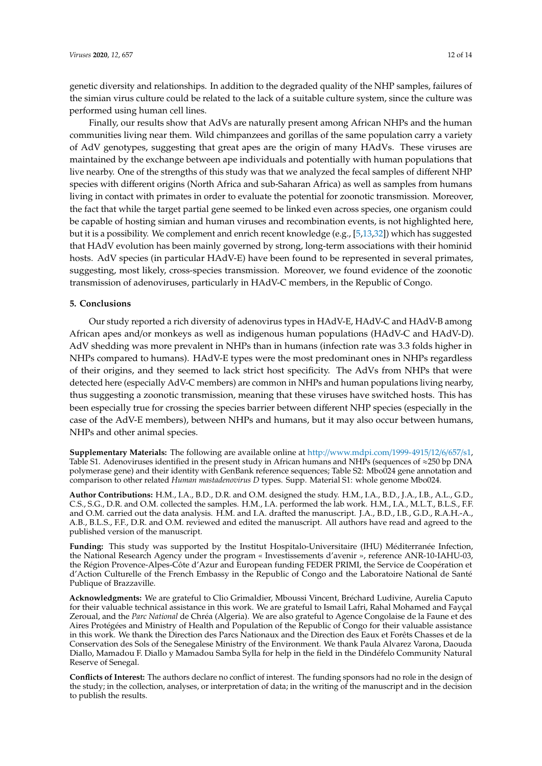genetic diversity and relationships. In addition to the degraded quality of the NHP samples, failures of the simian virus culture could be related to the lack of a suitable culture system, since the culture was performed using human cell lines.

Finally, our results show that AdVs are naturally present among African NHPs and the human communities living near them. Wild chimpanzees and gorillas of the same population carry a variety of AdV genotypes, suggesting that great apes are the origin of many HAdVs. These viruses are maintained by the exchange between ape individuals and potentially with human populations that live nearby. One of the strengths of this study was that we analyzed the fecal samples of different NHP species with different origins (North Africa and sub-Saharan Africa) as well as samples from humans living in contact with primates in order to evaluate the potential for zoonotic transmission. Moreover, the fact that while the target partial gene seemed to be linked even across species, one organism could be capable of hosting simian and human viruses and recombination events, is not highlighted here, but it is a possibility. We complement and enrich recent knowledge (e.g., [5,13,32]) which has suggested that HAdV evolution has been mainly governed by strong, long-term associations with their hominid hosts. AdV species (in particular HAdV-E) have been found to be represented in several primates, suggesting, most likely, cross-species transmission. Moreover, we found evidence of the zoonotic transmission of adenoviruses, particularly in HAdV-C members, in the Republic of Congo.

## 5. Conclusions

Our study reported a rich diversity of adenovirus types in HAdV-E, HAdV-C and HAdV-B among African apes and/or monkeys as well as indigenous human populations (HAdV-C and HAdV-D). AdV shedding was more prevalent in NHPs than in humans (infection rate was 3.3 folds higher in NHPs compared to humans). HAdV-E types were the most predominant ones in NHPs regardless of their origins, and they seemed to lack strict host specificity. The AdVs from NHPs that were detected here (especially AdV-C members) are common in NHPs and human populations living nearby, thus suggesting a zoonotic transmission, meaning that these viruses have switched hosts. This has been especially true for crossing the species barrier between different NHP species (especially in the case of the AdV-E members), between NHPs and humans, but it may also occur between humans, NHPs and other animal species.

**Supplementary Materials:** The following are available online at http://www.mdpi.com/1999-4915/12/6/657/s1, Table S1. Adenoviruses identified in the present study in African humans and NHPs (sequences of ≈250 bp DNA polymerase gene) and their identity with GenBank reference sequences; Table S2: Mbo024 gene annotation and comparison to other related *Human mastadenovirus D* types. Supp. Material S1: whole genome Mbo024.

**Author Contributions:** H.M., I.A., B.D., D.R. and O.M. designed the study. H.M., I.A., B.D., J.A., I.B., A.L., G.D., C.S., S.G., D.R. and O.M. collected the samples. H.M., I.A. performed the lab work. H.M., I.A., M.L.T., B.L.S., F.F. and O.M. carried out the data analysis. H.M. and I.A. drafted the manuscript. J.A., B.D., I.B., G.D., R.A.H.-A., A.B., B.L.S., F.F., D.R. and O.M. reviewed and edited the manuscript. All authors have read and agreed to the published version of the manuscript.

**Funding:** This study was supported by the Institut Hospitalo-Universitaire (IHU) Méditerranée Infection, the National Research Agency under the program « Investissements d'avenir », reference ANR-10-IAHU-03, the Région Provence-Alpes-Côte d'Azur and European funding FEDER PRIMI, the Service de Coopération et d'Action Culturelle of the French Embassy in the Republic of Congo and the Laboratoire National de Santé Publique of Brazzaville.

**Acknowledgments:** We are grateful to Clio Grimaldier, Mboussi Vincent, Bréchard Ludivine, Aurelia Caputo for their valuable technical assistance in this work. We are grateful to Ismail Lafri, Rahal Mohamed and Fayçal Zeroual, and the *Parc National* de Chréa (Algeria). We are also grateful to Agence Congolaise de la Faune et des Aires Protégées and Ministry of Health and Population of the Republic of Congo for their valuable assistance in this work. We thank the Direction des Parcs Nationaux and the Direction des Eaux et Forêts Chasses et de la Conservation des Sols of the Senegalese Ministry of the Environment. We thank Paula Alvarez Varona, Daouda Diallo, Mamadou F. Diallo y Mamadou Samba Sylla for help in the field in the Dindéfelo Community Natural Reserve of Senegal.

**Conflicts of Interest:** The authors declare no conflict of interest. The funding sponsors had no role in the design of the study; in the collection, analyses, or interpretation of data; in the writing of the manuscript and in the decision to publish the results.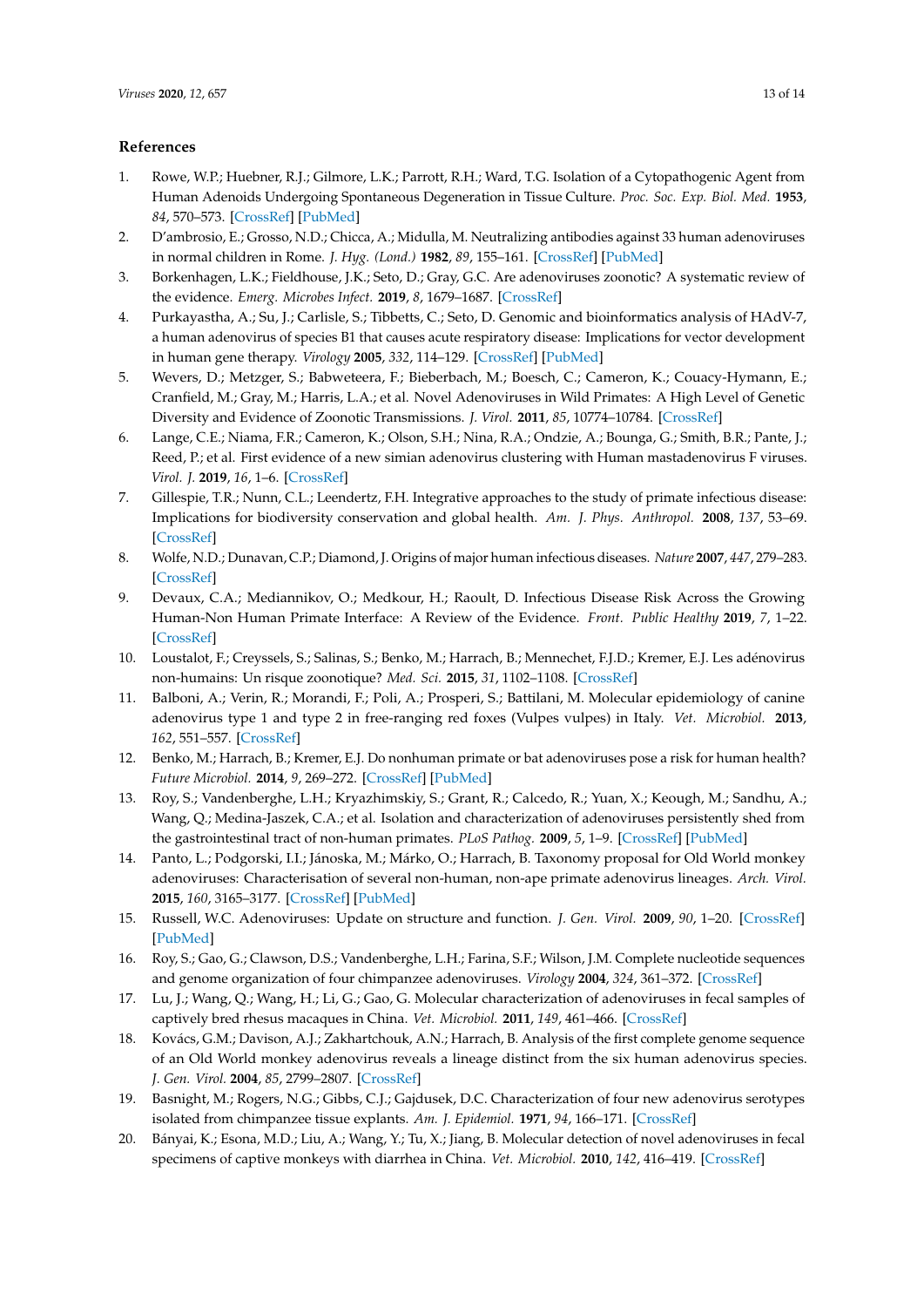## References

1. Rowe, W.P.; Huebner, R.J.; Gilmore, L.K.; Parrott, R.H.; Ward, T.G. Isolation of a Cytopathogenic Agent from Human Adenoids Undergoing Spontaneous Degeneration in Tissue Culture. *Proc. Soc. Exp. Biol. Med.* **1953**, *84*, 570–573. [CrossRef] [PubMed]
2. D'ambrosio, E.; Grosso, N.D.; Chicca, A.; Midulla, M. Neutralizing antibodies against 33 human adenoviruses in normal children in Rome. *J. Hyg. (Lond.)* **1982**, *89*, 155–161. [CrossRef] [PubMed]
3. Borkenhagen, L.K.; Fieldhouse, J.K.; Seto, D.; Gray, G.C. Are adenoviruses zoonotic? A systematic review of the evidence. *Emerg. Microbes Infect.* **2019**, *8*, 1679–1687. [CrossRef]
4. Purkayastha, A.; Su, J.; Carlisle, S.; Tibbetts, C.; Seto, D. Genomic and bioinformatics analysis of HAdV-7, a human adenovirus of species B1 that causes acute respiratory disease: Implications for vector development in human gene therapy. *Virology* **2005**, *332*, 114–129. [CrossRef] [PubMed]
5. Wevers, D.; Metzger, S.; Babweteera, F.; Bieberbach, M.; Boesch, C.; Cameron, K.; Couacy-Hymann, E.; Cranfield, M.; Gray, M.; Harris, L.A.; et al. Novel Adenoviruses in Wild Primates: A High Level of Genetic Diversity and Evidence of Zoonotic Transmissions. *J. Virol.* **2011**, *85*, 10774–10784. [CrossRef]
6. Lange, C.E.; Niama, F.R.; Cameron, K.; Olson, S.H.; Nina, R.A.; Ondzie, A.; Bounga, G.; Smith, B.R.; Pante, J.; Reed, P.; et al. First evidence of a new simian adenovirus clustering with Human mastadenovirus F viruses. *Virol. J.* **2019**, *16*, 1–6. [CrossRef]
7. Gillespie, T.R.; Nunn, C.L.; Leendertz, F.H. Integrative approaches to the study of primate infectious disease: Implications for biodiversity conservation and global health. *Am. J. Phys. Anthropol.* **2008**, *137*, 53–69. [CrossRef]
8. Wolfe, N.D.; Dunavan, C.P.; Diamond, J. Origins of major human infectious diseases. *Nature* **2007**, *447*, 279–283. [CrossRef]
9. Devaux, C.A.; Mediannikov, O.; Medkour, H.; Raoult, D. Infectious Disease Risk Across the Growing Human-Non Human Primate Interface: A Review of the Evidence. *Front. Public Healthy* **2019**, *7*, 1–22. [CrossRef]
10. Loustalot, F.; Creyssels, S.; Salinas, S.; Benko, M.; Harrach, B.; Mennechet, F.J.D.; Kremer, E.J. Les adénovirus non-humains: Un risque zoonotique? *Med. Sci.* **2015**, *31*, 1102–1108. [CrossRef]
11. Balboni, A.; Verin, R.; Morandi, F.; Poli, A.; Prosperi, S.; Battilani, M. Molecular epidemiology of canine adenovirus type 1 and type 2 in free-ranging red foxes (Vulpes vulpes) in Italy. *Vet. Microbiol.* **2013**, *162*, 551–557. [CrossRef]
12. Benko, M.; Harrach, B.; Kremer, E.J. Do nonhuman primate or bat adenoviruses pose a risk for human health? *Future Microbiol.* **2014**, *9*, 269–272. [CrossRef] [PubMed]
13. Roy, S.; Vandenberghe, L.H.; Kryazhimskiy, S.; Grant, R.; Calcedo, R.; Yuan, X.; Keough, M.; Sandhu, A.; Wang, Q.; Medina-Jaszek, C.A.; et al. Isolation and characterization of adenoviruses persistently shed from the gastrointestinal tract of non-human primates. *PLoS Pathog.* **2009**, *5*, 1–9. [CrossRef] [PubMed]
14. Panto, L.; Podgorski, I.I.; Jánoska, M.; Márko, O.; Harrach, B. Taxonomy proposal for Old World monkey adenoviruses: Characterisation of several non-human, non-ape primate adenovirus lineages. *Arch. Virol.* **2015**, *160*, 3165–3177. [CrossRef] [PubMed]
15. Russell, W.C. Adenoviruses: Update on structure and function. *J. Gen. Virol.* **2009**, *90*, 1–20. [CrossRef] [PubMed]
16. Roy, S.; Gao, G.; Clawson, D.S.; Vandenberghe, L.H.; Farina, S.F.; Wilson, J.M. Complete nucleotide sequences and genome organization of four chimpanzee adenoviruses. *Virology* **2004**, *324*, 361–372. [CrossRef]
17. Lu, J.; Wang, Q.; Wang, H.; Li, G.; Gao, G. Molecular characterization of adenoviruses in fecal samples of captively bred rhesus macaques in China. *Vet. Microbiol.* **2011**, *149*, 461–466. [CrossRef]
18. Kovács, G.M.; Davison, A.J.; Zakhartchouk, A.N.; Harrach, B. Analysis of the first complete genome sequence of an Old World monkey adenovirus reveals a lineage distinct from the six human adenovirus species. *J. Gen. Virol.* **2004**, *85*, 2799–2807. [CrossRef]
19. Basnight, M.; Rogers, N.G.; Gibbs, C.J.; Gajdusek, D.C. Characterization of four new adenovirus serotypes isolated from chimpanzee tissue explants. *Am. J. Epidemiol.* **1971**, *94*, 166–171. [CrossRef]
20. Bányai, K.; Esona, M.D.; Liu, A.; Wang, Y.; Tu, X.; Jiang, B. Molecular detection of novel adenoviruses in fecal specimens of captive monkeys with diarrhea in China. *Vet. Microbiol.* **2010**, *142*, 416–419. [CrossRef]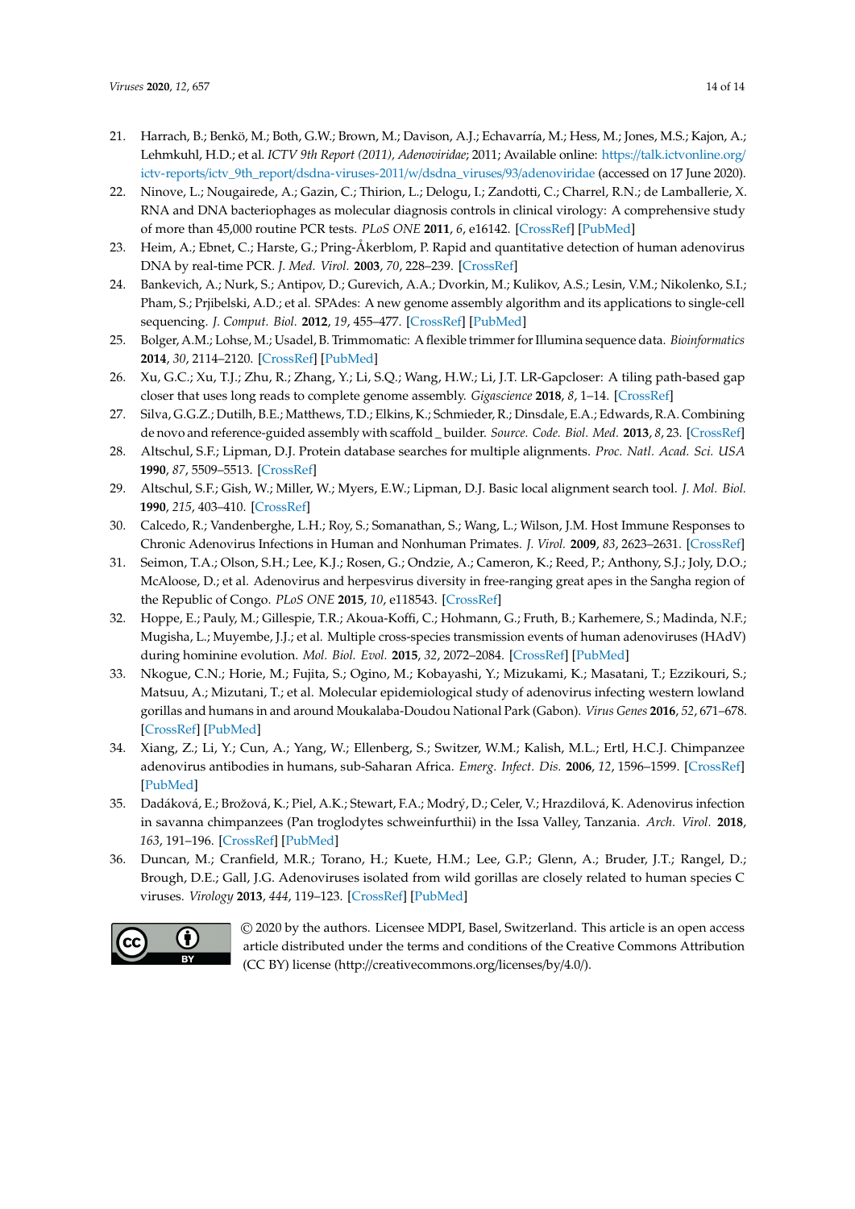21. Harrach, B.; Benkö, M.; Both, G.W.; Brown, M.; Davison, A.J.; Echavarría, M.; Hess, M.; Jones, M.S.; Kajon, A.; Lehmkuhl, H.D.; et al. *ICTV 9th Report (2011), Adenoviridae*; 2011; Available online: https://talk.ictvonline.org/ictv-reports/ictv_9th_report/dsdna-viruses-2011/w/dsdna_viruses/93/adenoviridae (accessed on 17 June 2020).
22. Ninove, L.; Nougairede, A.; Gazin, C.; Thirion, L.; Delogu, I.; Zandotti, C.; Charrel, R.N.; de Lamballerie, X. RNA and DNA bacteriophages as molecular diagnosis controls in clinical virology: A comprehensive study of more than 45,000 routine PCR tests. *PLoS ONE* **2011**, *6*, e16142. [CrossRef] [PubMed]
23. Heim, A.; Ebnet, C.; Harste, G.; Pring-Åkerblom, P. Rapid and quantitative detection of human adenovirus DNA by real-time PCR. *J. Med. Virol.* **2003**, *70*, 228–239. [CrossRef]
24. Bankevich, A.; Nurk, S.; Antipov, D.; Gurevich, A.A.; Dvorkin, M.; Kulikov, A.S.; Lesin, V.M.; Nikolenko, S.I.; Pham, S.; Prjibelski, A.D.; et al. SPAdes: A new genome assembly algorithm and its applications to single-cell sequencing. *J. Comput. Biol.* **2012**, *19*, 455–477. [CrossRef] [PubMed]
25. Bolger, A.M.; Lohse, M.; Usadel, B. Trimmomatic: A flexible trimmer for Illumina sequence data. *Bioinformatics* **2014**, *30*, 2114–2120. [CrossRef] [PubMed]
26. Xu, G.C.; Xu, T.J.; Zhu, R.; Zhang, Y.; Li, S.Q.; Wang, H.W.; Li, J.T. LR-Gapcloser: A tiling path-based gap closer that uses long reads to complete genome assembly. *Gigascience* **2018**, *8*, 1–14. [CrossRef]
27. Silva, G.G.Z.; Dutilh, B.E.; Matthews, T.D.; Elkins, K.; Schmieder, R.; Dinsdale, E.A.; Edwards, R.A. Combining de novo and reference-guided assembly with scaffold _ builder. *Source. Code. Biol. Med.* **2013**, *8*, 23. [CrossRef]
28. Altschul, S.F.; Lipman, D.J. Protein database searches for multiple alignments. *Proc. Natl. Acad. Sci. USA* **1990**, *87*, 5509–5513. [CrossRef]
29. Altschul, S.F.; Gish, W.; Miller, W.; Myers, E.W.; Lipman, D.J. Basic local alignment search tool. *J. Mol. Biol.* **1990**, *215*, 403–410. [CrossRef]
30. Calcedo, R.; Vandenberghe, L.H.; Roy, S.; Somanathan, S.; Wang, L.; Wilson, J.M. Host Immune Responses to Chronic Adenovirus Infections in Human and Nonhuman Primates. *J. Virol.* **2009**, *83*, 2623–2631. [CrossRef]
31. Seimon, T.A.; Olson, S.H.; Lee, K.J.; Rosen, G.; Ondzie, A.; Cameron, K.; Reed, P.; Anthony, S.J.; Joly, D.O.; McAloose, D.; et al. Adenovirus and herpesvirus diversity in free-ranging great apes in the Sangha region of the Republic of Congo. *PLoS ONE* **2015**, *10*, e118543. [CrossRef]
32. Hoppe, E.; Pauly, M.; Gillespie, T.R.; Akoua-Koffi, C.; Hohmann, G.; Fruth, B.; Karhemere, S.; Madinda, N.F.; Mugisha, L.; Muyembe, J.J.; et al. Multiple cross-species transmission events of human adenoviruses (HAdV) during hominine evolution. *Mol. Biol. Evol.* **2015**, *32*, 2072–2084. [CrossRef] [PubMed]
33. Nkogue, C.N.; Horie, M.; Fujita, S.; Ogino, M.; Kobayashi, Y.; Mizukami, K.; Masatani, T.; Ezzikouri, S.; Matsuu, A.; Mizutani, T.; et al. Molecular epidemiological study of adenovirus infecting western lowland gorillas and humans in and around Moukalaba-Doudou National Park (Gabon). *Virus Genes* **2016**, *52*, 671–678. [CrossRef] [PubMed]
34. Xiang, Z.; Li, Y.; Cun, A.; Yang, W.; Ellenberg, S.; Switzer, W.M.; Kalish, M.L.; Ertl, H.C.J. Chimpanzee adenovirus antibodies in humans, sub-Saharan Africa. *Emerg. Infect. Dis.* **2006**, *12*, 1596–1599. [CrossRef] [PubMed]
35. Dadáková, E.; Brožová, K.; Piel, A.K.; Stewart, F.A.; Modrý, D.; Celer, V.; Hrazdilová, K. Adenovirus infection in savanna chimpanzees (Pan troglodytes schweinfurthii) in the Issa Valley, Tanzania. *Arch. Virol.* **2018**, *163*, 191–196. [CrossRef] [PubMed]
36. Duncan, M.; Cranfield, M.R.; Torano, H.; Kuete, H.M.; Lee, G.P.; Glenn, A.; Bruder, J.T.; Rangel, D.; Brough, D.E.; Gall, J.G. Adenoviruses isolated from wild gorillas are closely related to human species C viruses. *Virology* **2013**, *444*, 119–123. [CrossRef] [PubMed]

© 2020 by the authors. Licensee MDPI, Basel, Switzerland. This article is an open access article distributed under the terms and conditions of the Creative Commons Attribution (CC BY) license (http://creativecommons.org/licenses/by/4.0/).